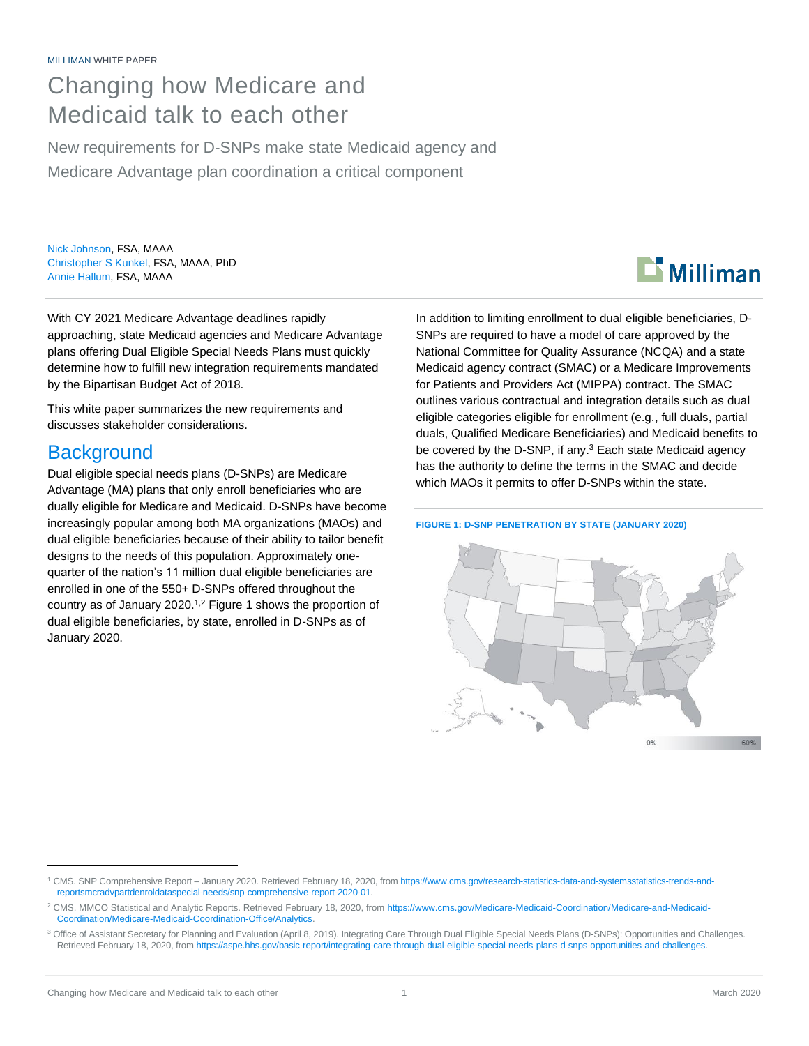MILLIMAN WHITE PAPER

# Changing how Medicare and Medicaid talk to each other

New requirements for D-SNPs make state Medicaid agency and Medicare Advantage plan coordination a critical component

Nick Johnson, FSA, MAAA
Christopher S Kunkel, FSA, MAAA, PhD
Annie Hallum, FSA, MAAA

With CY 2021 Medicare Advantage deadlines rapidly approaching, state Medicaid agencies and Medicare Advantage plans offering Dual Eligible Special Needs Plans must quickly determine how to fulfill new integration requirements mandated by the Bipartisan Budget Act of 2018.

This white paper summarizes the new requirements and discusses stakeholder considerations.

## Background

Dual eligible special needs plans (D-SNPs) are Medicare Advantage (MA) plans that only enroll beneficiaries who are dually eligible for Medicare and Medicaid. D-SNPs have become increasingly popular among both MA organizations (MAOs) and dual eligible beneficiaries because of their ability to tailor benefit designs to the needs of this population. Approximately one-quarter of the nation's 11 million dual eligible beneficiaries are enrolled in one of the 550+ D-SNPs offered throughout the country as of January 2020.[1,2] Figure 1 shows the proportion of dual eligible beneficiaries, by state, enrolled in D-SNPs as of January 2020.

In addition to limiting enrollment to dual eligible beneficiaries, D-SNPs are required to have a model of care approved by the National Committee for Quality Assurance (NCQA) and a state Medicaid agency contract (SMAC) or a Medicare Improvements for Patients and Providers Act (MIPPA) contract. The SMAC outlines various contractual and integration details such as dual eligible categories eligible for enrollment (e.g., full duals, partial duals, Qualified Medicare Beneficiaries) and Medicaid benefits to be covered by the D-SNP, if any.[3] Each state Medicaid agency has the authority to define the terms in the SMAC and decide which MAOs it permits to offer D-SNPs within the state.

**FIGURE 1: D-SNP PENETRATION BY STATE (JANUARY 2020)**

0% 60%

---

[1] CMS. SNP Comprehensive Report – January 2020. Retrieved February 18, 2020, from https://www.cms.gov/research-statistics-data-and-systemsstatistics-trends-and-reportsmcradvpartdenroldataspecial-needs/snp-comprehensive-report-2020-01.

[2] CMS. MMCO Statistical and Analytic Reports. Retrieved February 18, 2020, from https://www.cms.gov/Medicare-Medicaid-Coordination/Medicare-and-Medicaid-Coordination/Medicare-Medicaid-Coordination-Office/Analytics.

[3] Office of Assistant Secretary for Planning and Evaluation (April 8, 2019). Integrating Care Through Dual Eligible Special Needs Plans (D-SNPs): Opportunities and Challenges. Retrieved February 18, 2020, from https://aspe.hhs.gov/basic-report/integrating-care-through-dual-eligible-special-needs-plans-d-snps-opportunities-and-challenges.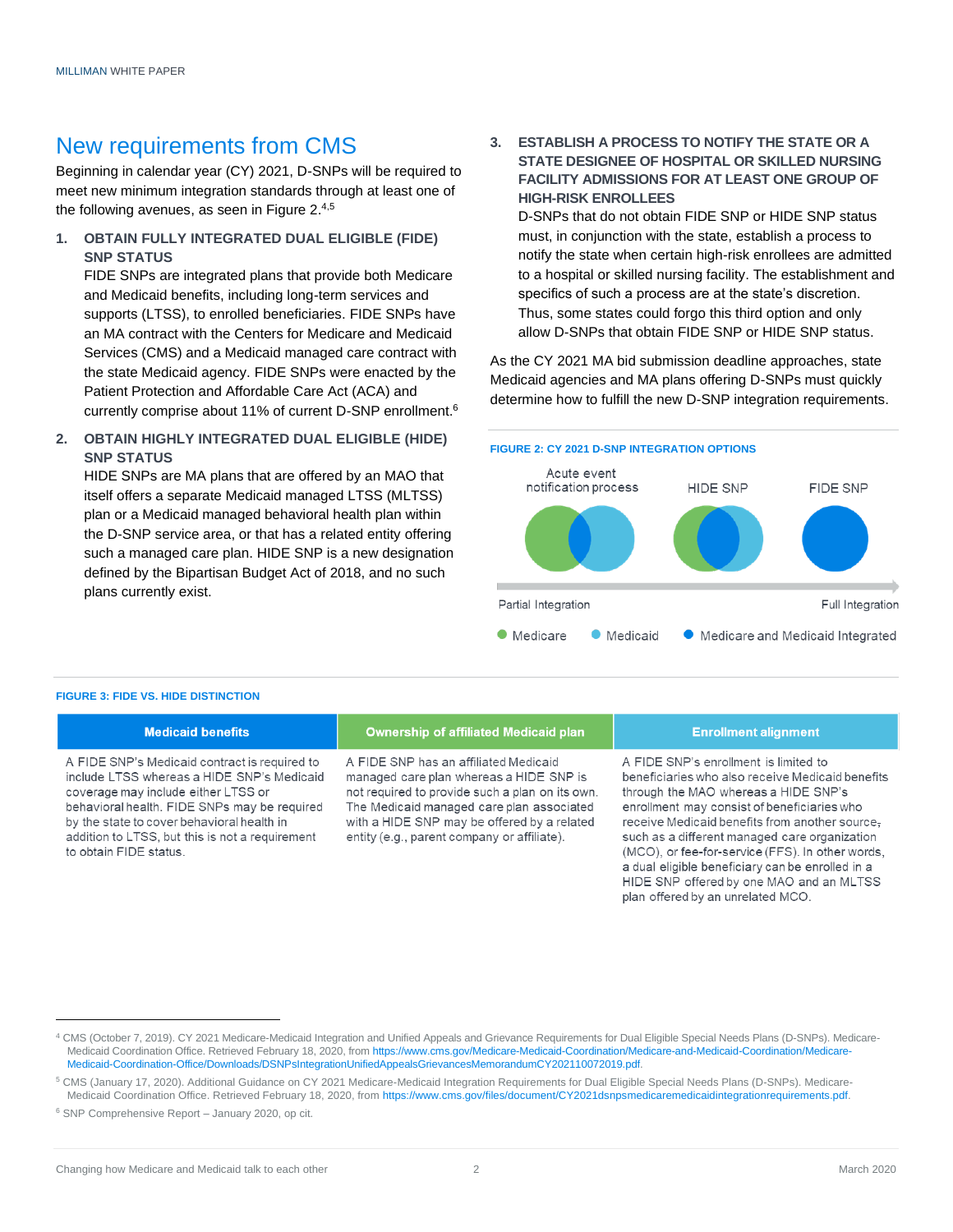## New requirements from CMS

Beginning in calendar year (CY) 2021, D-SNPs will be required to meet new minimum integration standards through at least one of the following avenues, as seen in Figure 2.[4,5]

1. **OBTAIN FULLY INTEGRATED DUAL ELIGIBLE (FIDE) SNP STATUS**
   FIDE SNPs are integrated plans that provide both Medicare and Medicaid benefits, including long-term services and supports (LTSS), to enrolled beneficiaries. FIDE SNPs have an MA contract with the Centers for Medicare and Medicaid Services (CMS) and a Medicaid managed care contract with the state Medicaid agency. FIDE SNPs were enacted by the Patient Protection and Affordable Care Act (ACA) and currently comprise about 11% of current D-SNP enrollment.[6]

2. **OBTAIN HIGHLY INTEGRATED DUAL ELIGIBLE (HIDE) SNP STATUS**
   HIDE SNPs are MA plans that are offered by an MAO that itself offers a separate Medicaid managed LTSS (MLTSS) plan or a Medicaid managed behavioral health plan within the D-SNP service area, or that has a related entity offering such a managed care plan. HIDE SNP is a new designation defined by the Bipartisan Budget Act of 2018, and no such plans currently exist.

3. **ESTABLISH A PROCESS TO NOTIFY THE STATE OR A STATE DESIGNEE OF HOSPITAL OR SKILLED NURSING FACILITY ADMISSIONS FOR AT LEAST ONE GROUP OF HIGH-RISK ENROLLEES**
   D-SNPs that do not obtain FIDE SNP or HIDE SNP status must, in conjunction with the state, establish a process to notify the state when certain high-risk enrollees are admitted to a hospital or skilled nursing facility. The establishment and specifics of such a process are at the state's discretion. Thus, some states could forgo this third option and only allow D-SNPs that obtain FIDE SNP or HIDE SNP status.

As the CY 2021 MA bid submission deadline approaches, state Medicaid agencies and MA plans offering D-SNPs must quickly determine how to fulfill the new D-SNP integration requirements.

**FIGURE 2: CY 2021 D-SNP INTEGRATION OPTIONS**

Acute event notification process | HIDE SNP | FIDE SNP

Partial Integration → Full Integration

● Medicare ● Medicaid ● Medicare and Medicaid Integrated

**FIGURE 3: FIDE VS. HIDE DISTINCTION**

| Medicaid benefits | Ownership of affiliated Medicaid plan | Enrollment alignment |
|---|---|---|
| A FIDE SNP's Medicaid contract is required to include LTSS whereas a HIDE SNP's Medicaid coverage may include either LTSS or behavioral health. FIDE SNPs may be required by the state to cover behavioral health in addition to LTSS, but this is not a requirement to obtain FIDE status. | A FIDE SNP has an affiliated Medicaid managed care plan whereas a HIDE SNP is not required to provide such a plan on its own. The Medicaid managed care plan associated with a HIDE SNP may be offered by a related entity (e.g., parent company or affiliate). | A FIDE SNP's enrollment is limited to beneficiaries who also receive Medicaid benefits through the MAO whereas a HIDE SNP's enrollment may consist of beneficiaries who receive Medicaid benefits from another source, such as a different managed care organization (MCO), or fee-for-service (FFS). In other words, a dual eligible beneficiary can be enrolled in a HIDE SNP offered by one MAO and an MLTSS plan offered by an unrelated MCO. |

[4] CMS (October 7, 2019). CY 2021 Medicare-Medicaid Integration and Unified Appeals and Grievance Requirements for Dual Eligible Special Needs Plans (D-SNPs). Medicare-Medicaid Coordination Office. Retrieved February 18, 2020, from https://www.cms.gov/Medicare-Medicaid-Coordination/Medicare-and-Medicaid-Coordination/Medicare-Medicaid-Coordination-Office/Downloads/DSNPsIntegrationUnifiedAppealsGrievancesMemorandumCY202110072019.pdf.

[5] CMS (January 17, 2020). Additional Guidance on CY 2021 Medicare-Medicaid Integration Requirements for Dual Eligible Special Needs Plans (D-SNPs). Medicare-Medicaid Coordination Office. Retrieved February 18, 2020, from https://www.cms.gov/files/document/CY2021dsnpsmedicaremedicaidintegrationrequirements.pdf.

[6] SNP Comprehensive Report – January 2020, op cit.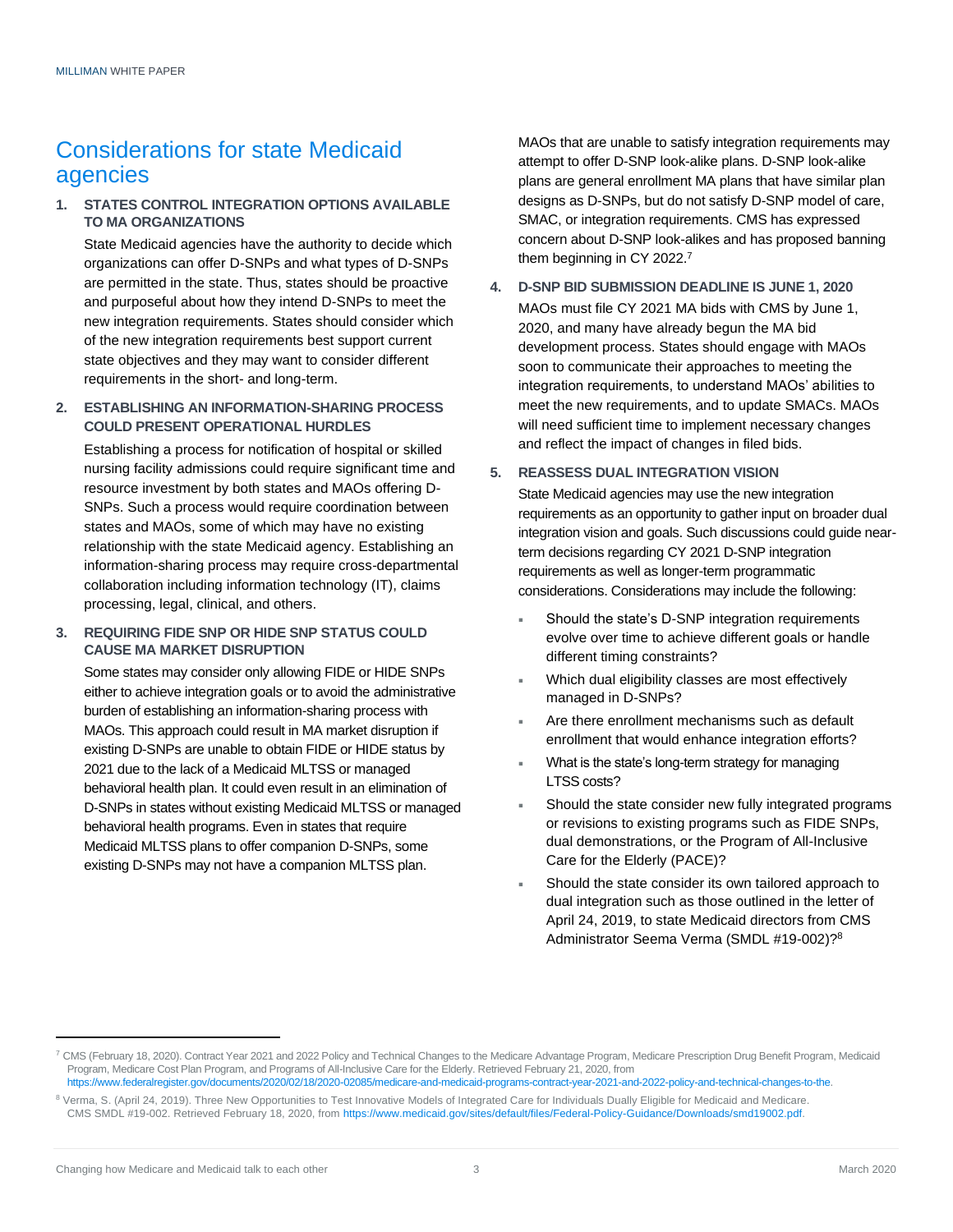## Considerations for state Medicaid agencies

1. **STATES CONTROL INTEGRATION OPTIONS AVAILABLE TO MA ORGANIZATIONS**

   State Medicaid agencies have the authority to decide which organizations can offer D-SNPs and what types of D-SNPs are permitted in the state. Thus, states should be proactive and purposeful about how they intend D-SNPs to meet the new integration requirements. States should consider which of the new integration requirements best support current state objectives and they may want to consider different requirements in the short- and long-term.

2. **ESTABLISHING AN INFORMATION-SHARING PROCESS COULD PRESENT OPERATIONAL HURDLES**

   Establishing a process for notification of hospital or skilled nursing facility admissions could require significant time and resource investment by both states and MAOs offering D-SNPs. Such a process would require coordination between states and MAOs, some of which may have no existing relationship with the state Medicaid agency. Establishing an information-sharing process may require cross-departmental collaboration including information technology (IT), claims processing, legal, clinical, and others.

3. **REQUIRING FIDE SNP OR HIDE SNP STATUS COULD CAUSE MA MARKET DISRUPTION**

   Some states may consider only allowing FIDE or HIDE SNPs either to achieve integration goals or to avoid the administrative burden of establishing an information-sharing process with MAOs. This approach could result in MA market disruption if existing D-SNPs are unable to obtain FIDE or HIDE status by 2021 due to the lack of a Medicaid MLTSS or managed behavioral health plan. It could even result in an elimination of D-SNPs in states without existing Medicaid MLTSS or managed behavioral health programs. Even in states that require Medicaid MLTSS plans to offer companion D-SNPs, some existing D-SNPs may not have a companion MLTSS plan.

   MAOs that are unable to satisfy integration requirements may attempt to offer D-SNP look-alike plans. D-SNP look-alike plans are general enrollment MA plans that have similar plan designs as D-SNPs, but do not satisfy D-SNP model of care, SMAC, or integration requirements. CMS has expressed concern about D-SNP look-alikes and has proposed banning them beginning in CY 2022.[7]

4. **D-SNP BID SUBMISSION DEADLINE IS JUNE 1, 2020**

   MAOs must file CY 2021 MA bids with CMS by June 1, 2020, and many have already begun the MA bid development process. States should engage with MAOs soon to communicate their approaches to meeting the integration requirements, to understand MAOs' abilities to meet the new requirements, and to update SMACs. MAOs will need sufficient time to implement necessary changes and reflect the impact of changes in filed bids.

5. **REASSESS DUAL INTEGRATION VISION**

   State Medicaid agencies may use the new integration requirements as an opportunity to gather input on broader dual integration vision and goals. Such discussions could guide near-term decisions regarding CY 2021 D-SNP integration requirements as well as longer-term programmatic considerations. Considerations may include the following:

   - Should the state's D-SNP integration requirements evolve over time to achieve different goals or handle different timing constraints?
   - Which dual eligibility classes are most effectively managed in D-SNPs?
   - Are there enrollment mechanisms such as default enrollment that would enhance integration efforts?
   - What is the state's long-term strategy for managing LTSS costs?
   - Should the state consider new fully integrated programs or revisions to existing programs such as FIDE SNPs, dual demonstrations, or the Program of All-Inclusive Care for the Elderly (PACE)?
   - Should the state consider its own tailored approach to dual integration such as those outlined in the letter of April 24, 2019, to state Medicaid directors from CMS Administrator Seema Verma (SMDL #19-002)?[8]

---

[7] CMS (February 18, 2020). Contract Year 2021 and 2022 Policy and Technical Changes to the Medicare Advantage Program, Medicare Prescription Drug Benefit Program, Medicaid Program, Medicare Cost Plan Program, and Programs of All-Inclusive Care for the Elderly. Retrieved February 21, 2020, from https://www.federalregister.gov/documents/2020/02/18/2020-02085/medicare-and-medicaid-programs-contract-year-2021-and-2022-policy-and-technical-changes-to-the.

[8] Verma, S. (April 24, 2019). Three New Opportunities to Test Innovative Models of Integrated Care for Individuals Dually Eligible for Medicaid and Medicare. CMS SMDL #19-002. Retrieved February 18, 2020, from https://www.medicaid.gov/sites/default/files/Federal-Policy-Guidance/Downloads/smd19002.pdf.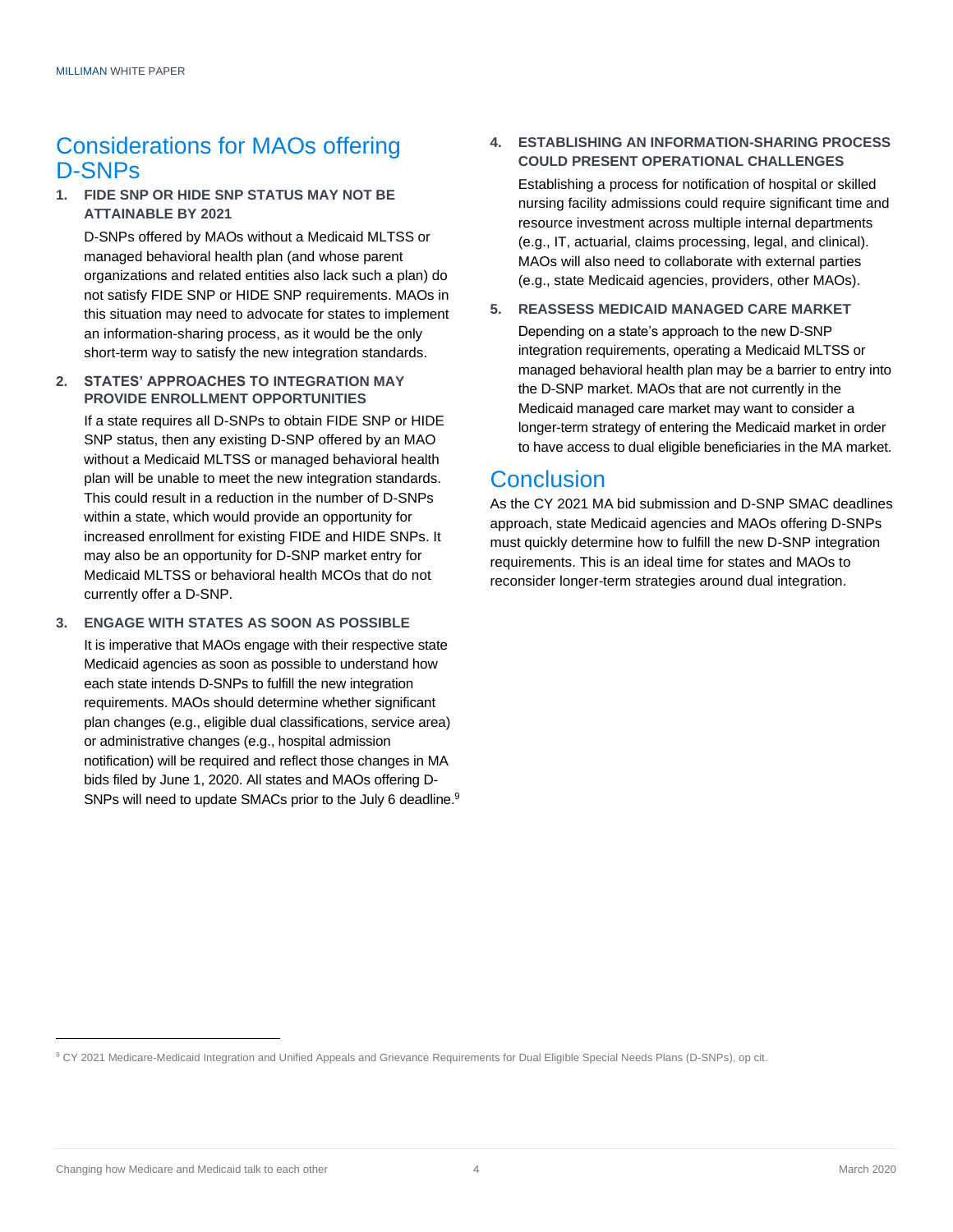## Considerations for MAOs offering D-SNPs

1. **FIDE SNP OR HIDE SNP STATUS MAY NOT BE ATTAINABLE BY 2021**

   D-SNPs offered by MAOs without a Medicaid MLTSS or managed behavioral health plan (and whose parent organizations and related entities also lack such a plan) do not satisfy FIDE SNP or HIDE SNP requirements. MAOs in this situation may need to advocate for states to implement an information-sharing process, as it would be the only short-term way to satisfy the new integration standards.

2. **STATES' APPROACHES TO INTEGRATION MAY PROVIDE ENROLLMENT OPPORTUNITIES**

   If a state requires all D-SNPs to obtain FIDE SNP or HIDE SNP status, then any existing D-SNP offered by an MAO without a Medicaid MLTSS or managed behavioral health plan will be unable to meet the new integration standards. This could result in a reduction in the number of D-SNPs within a state, which would provide an opportunity for increased enrollment for existing FIDE and HIDE SNPs. It may also be an opportunity for D-SNP market entry for Medicaid MLTSS or behavioral health MCOs that do not currently offer a D-SNP.

3. **ENGAGE WITH STATES AS SOON AS POSSIBLE**

   It is imperative that MAOs engage with their respective state Medicaid agencies as soon as possible to understand how each state intends D-SNPs to fulfill the new integration requirements. MAOs should determine whether significant plan changes (e.g., eligible dual classifications, service area) or administrative changes (e.g., hospital admission notification) will be required and reflect those changes in MA bids filed by June 1, 2020. All states and MAOs offering D-SNPs will need to update SMACs prior to the July 6 deadline.[9]

4. **ESTABLISHING AN INFORMATION-SHARING PROCESS COULD PRESENT OPERATIONAL CHALLENGES**

   Establishing a process for notification of hospital or skilled nursing facility admissions could require significant time and resource investment across multiple internal departments (e.g., IT, actuarial, claims processing, legal, and clinical). MAOs will also need to collaborate with external parties (e.g., state Medicaid agencies, providers, other MAOs).

5. **REASSESS MEDICAID MANAGED CARE MARKET**

   Depending on a state's approach to the new D-SNP integration requirements, operating a Medicaid MLTSS or managed behavioral health plan may be a barrier to entry into the D-SNP market. MAOs that are not currently in the Medicaid managed care market may want to consider a longer-term strategy of entering the Medicaid market in order to have access to dual eligible beneficiaries in the MA market.

## Conclusion

As the CY 2021 MA bid submission and D-SNP SMAC deadlines approach, state Medicaid agencies and MAOs offering D-SNPs must quickly determine how to fulfill the new D-SNP integration requirements. This is an ideal time for states and MAOs to reconsider longer-term strategies around dual integration.

---

[9] CY 2021 Medicare-Medicaid Integration and Unified Appeals and Grievance Requirements for Dual Eligible Special Needs Plans (D-SNPs), op cit.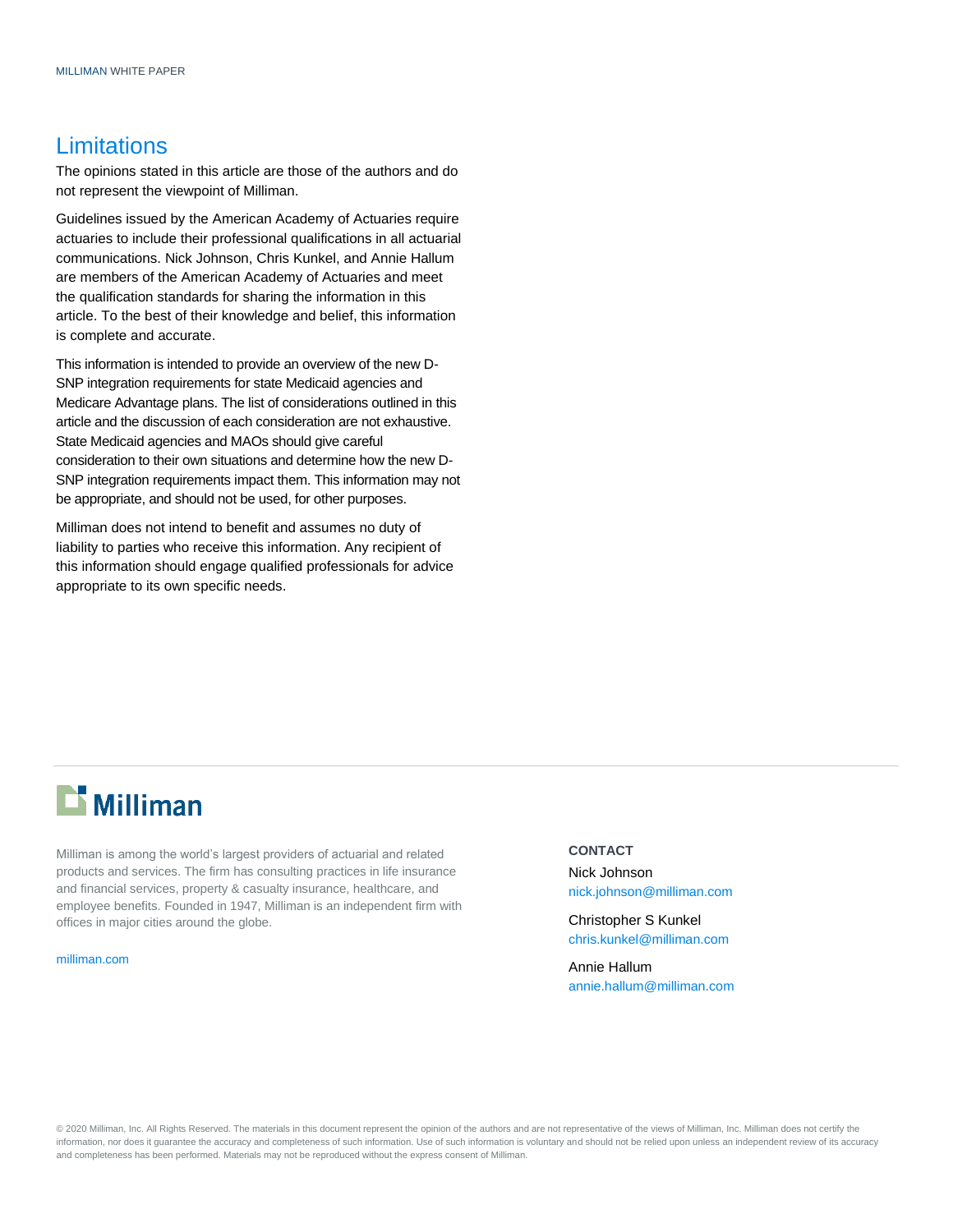## Limitations

The opinions stated in this article are those of the authors and do not represent the viewpoint of Milliman.

Guidelines issued by the American Academy of Actuaries require actuaries to include their professional qualifications in all actuarial communications. Nick Johnson, Chris Kunkel, and Annie Hallum are members of the American Academy of Actuaries and meet the qualification standards for sharing the information in this article. To the best of their knowledge and belief, this information is complete and accurate.

This information is intended to provide an overview of the new D-SNP integration requirements for state Medicaid agencies and Medicare Advantage plans. The list of considerations outlined in this article and the discussion of each consideration are not exhaustive. State Medicaid agencies and MAOs should give careful consideration to their own situations and determine how the new D-SNP integration requirements impact them. This information may not be appropriate, and should not be used, for other purposes.

Milliman does not intend to benefit and assumes no duty of liability to parties who receive this information. Any recipient of this information should engage qualified professionals for advice appropriate to its own specific needs.

---

Milliman

Milliman is among the world's largest providers of actuarial and related products and services. The firm has consulting practices in life insurance and financial services, property & casualty insurance, healthcare, and employee benefits. Founded in 1947, Milliman is an independent firm with offices in major cities around the globe.

milliman.com

**CONTACT**

Nick Johnson
nick.johnson@milliman.com

Christopher S Kunkel
chris.kunkel@milliman.com

Annie Hallum
annie.hallum@milliman.com

© 2020 Milliman, Inc. All Rights Reserved. The materials in this document represent the opinion of the authors and are not representative of the views of Milliman, Inc. Milliman does not certify the information, nor does it guarantee the accuracy and completeness of such information. Use of such information is voluntary and should not be relied upon unless an independent review of its accuracy and completeness has been performed. Materials may not be reproduced without the express consent of Milliman.